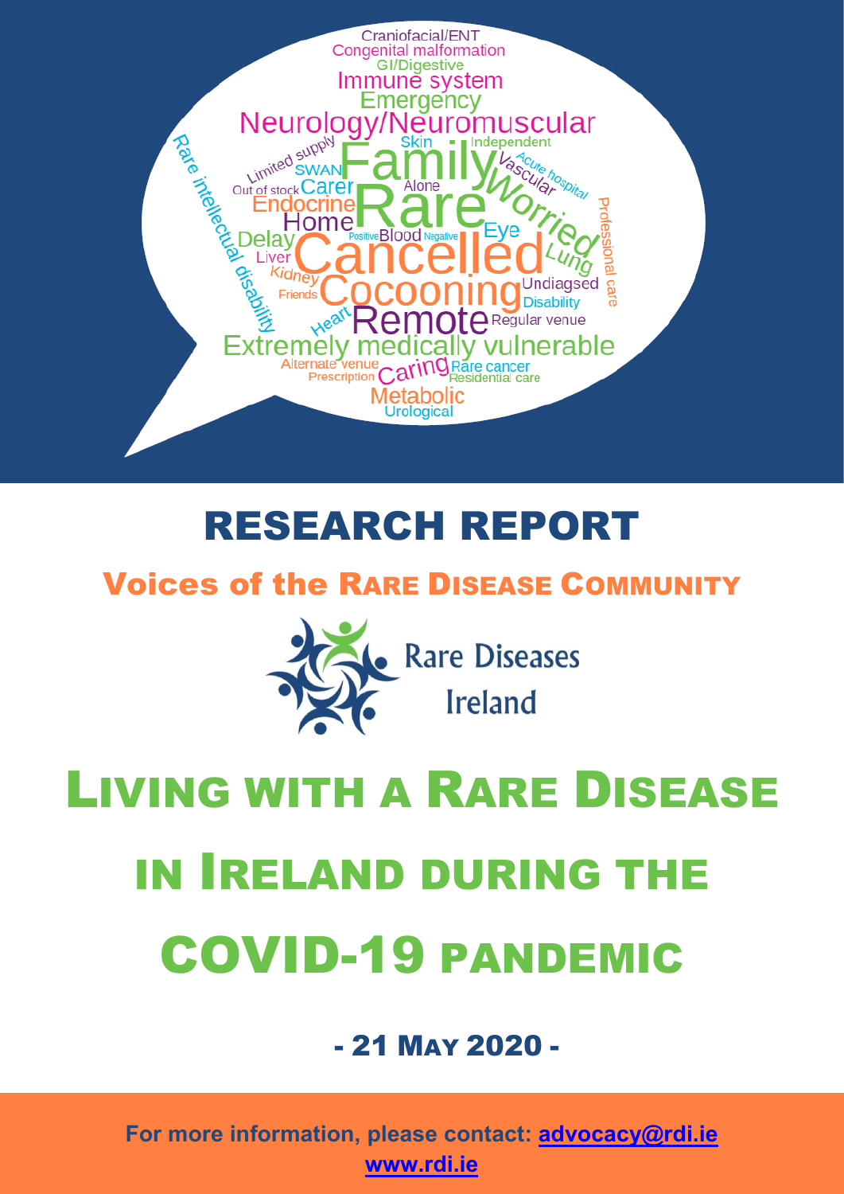Craniofacial/ENT
Congenital malformation
GI/Digestive
Immune system
Emergency
Neurology/Neuromuscular
Skin
Independent
Limited supply
SWAN
Family
Vascular
Acute hospital
Rare intellectual disability
Out of stock
Carer
Alone
Worried
Professional care
Endocrine
Rare
Home
Eye
Delay
Positive
Blood
Negative
Lung
Liver
Cancelled
Kidney
Undiagsed
Friends
Cocooning
Disability
Heart
Remote
Regular venue
Extremely medically vulnerable
Alternate venue
Prescription
Caring
Rare cancer
Residential care
Metabolic
Urological

# RESEARCH REPORT

## Voices of the Rare Disease Community

Rare Diseases Ireland

# Living with a Rare Disease in Ireland during the COVID-19 pandemic

**- 21 May 2020 -**

**For more information, please contact: advocacy@rdi.ie**
**www.rdi.ie**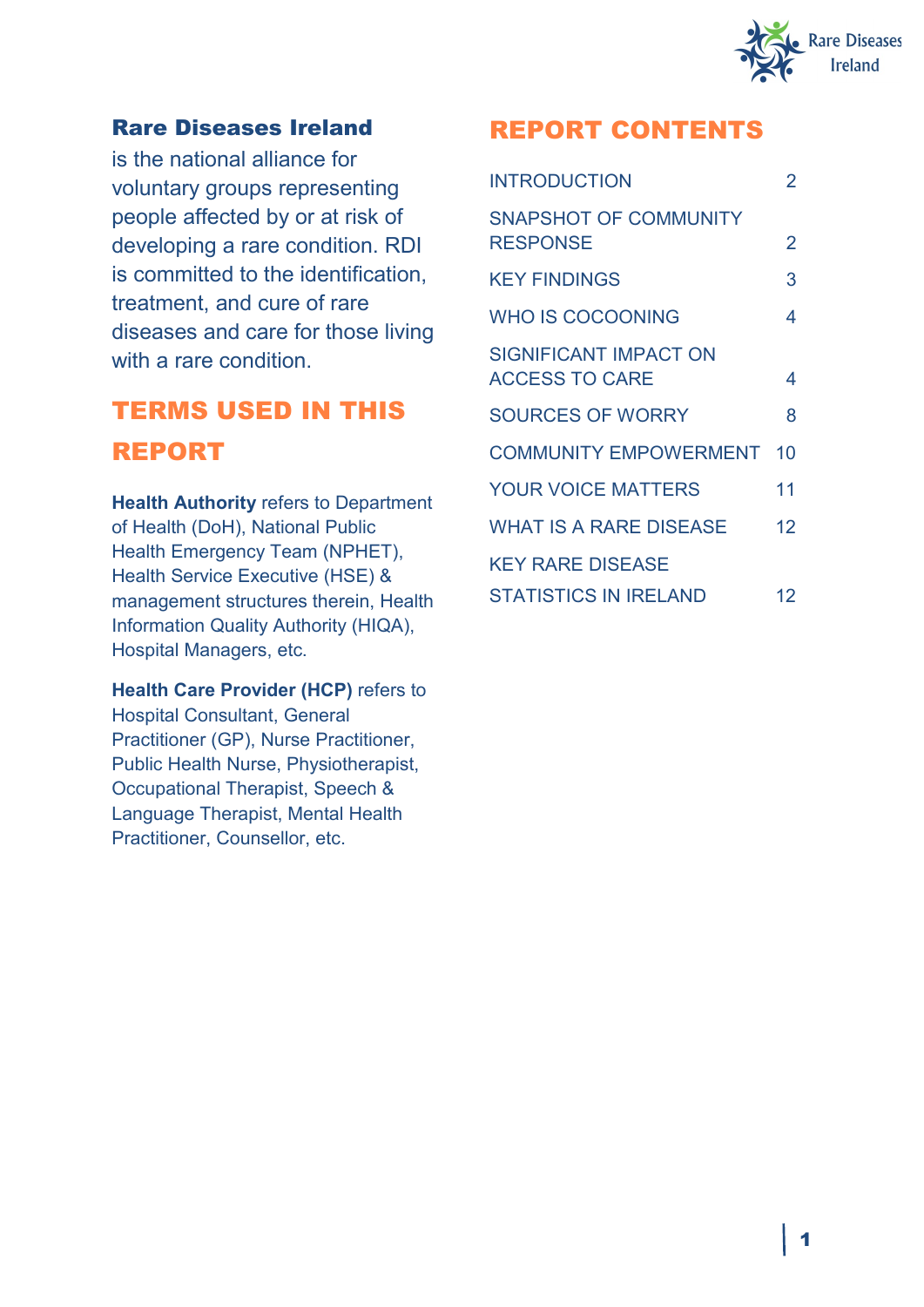**Rare Diseases Ireland** is the national alliance for voluntary groups representing people affected by or at risk of developing a rare condition. RDI is committed to the identification, treatment, and cure of rare diseases and care for those living with a rare condition.

## TERMS USED IN THIS REPORT

**Health Authority** refers to Department of Health (DoH), National Public Health Emergency Team (NPHET), Health Service Executive (HSE) & management structures therein, Health Information Quality Authority (HIQA), Hospital Managers, etc.

**Health Care Provider (HCP)** refers to Hospital Consultant, General Practitioner (GP), Nurse Practitioner, Public Health Nurse, Physiotherapist, Occupational Therapist, Speech & Language Therapist, Mental Health Practitioner, Counsellor, etc.

## REPORT CONTENTS

| | |
|---|---|
| INTRODUCTION | 2 |
| SNAPSHOT OF COMMUNITY RESPONSE | 2 |
| KEY FINDINGS | 3 |
| WHO IS COCOONING | 4 |
| SIGNIFICANT IMPACT ON ACCESS TO CARE | 4 |
| SOURCES OF WORRY | 8 |
| COMMUNITY EMPOWERMENT | 10 |
| YOUR VOICE MATTERS | 11 |
| WHAT IS A RARE DISEASE | 12 |
| KEY RARE DISEASE STATISTICS IN IRELAND | 12 |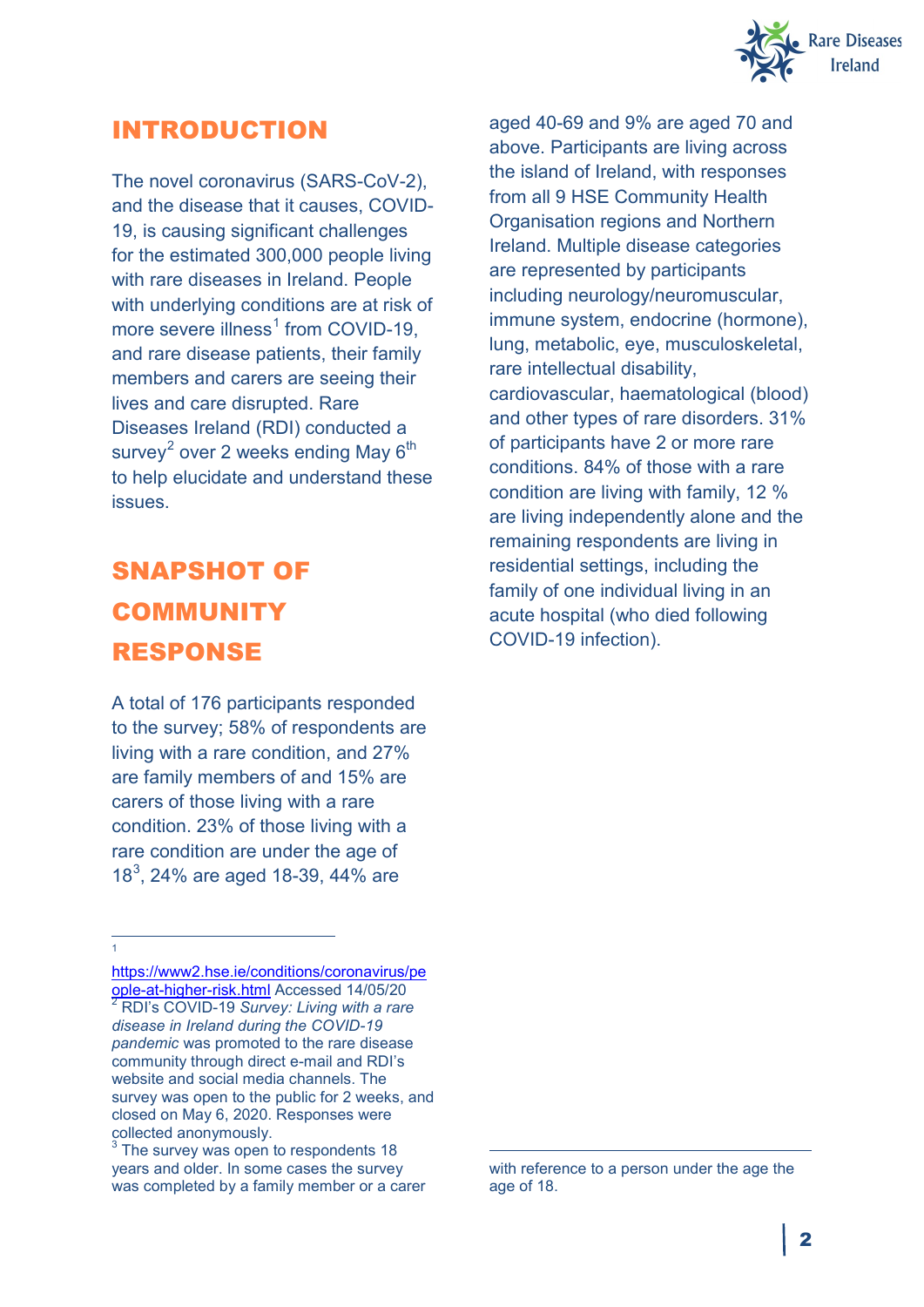## INTRODUCTION

The novel coronavirus (SARS-CoV-2), and the disease that it causes, COVID-19, is causing significant challenges for the estimated 300,000 people living with rare diseases in Ireland. People with underlying conditions are at risk of more severe illness[1] from COVID-19, and rare disease patients, their family members and carers are seeing their lives and care disrupted. Rare Diseases Ireland (RDI) conducted a survey[2] over 2 weeks ending May 6th to help elucidate and understand these issues.

## SNAPSHOT OF COMMUNITY RESPONSE

A total of 176 participants responded to the survey; 58% of respondents are living with a rare condition, and 27% are family members of and 15% are carers of those living with a rare condition. 23% of those living with a rare condition are under the age of 18[3], 24% are aged 18-39, 44% are aged 40-69 and 9% are aged 70 and above. Participants are living across the island of Ireland, with responses from all 9 HSE Community Health Organisation regions and Northern Ireland. Multiple disease categories are represented by participants including neurology/neuromuscular, immune system, endocrine (hormone), lung, metabolic, eye, musculoskeletal, rare intellectual disability, cardiovascular, haematological (blood) and other types of rare disorders. 31% of participants have 2 or more rare conditions. 84% of those with a rare condition are living with family, 12 % are living independently alone and the remaining respondents are living in residential settings, including the family of one individual living in an acute hospital (who died following COVID-19 infection).

---

[1] https://www2.hse.ie/conditions/coronavirus/people-at-higher-risk.html Accessed 14/05/20

[2] RDI's COVID-19 *Survey: Living with a rare disease in Ireland during the COVID-19 pandemic* was promoted to the rare disease community through direct e-mail and RDI's website and social media channels. The survey was open to the public for 2 weeks, and closed on May 6, 2020. Responses were collected anonymously.

[3] The survey was open to respondents 18 years and older. In some cases the survey was completed by a family member or a carer with reference to a person under the age the age of 18.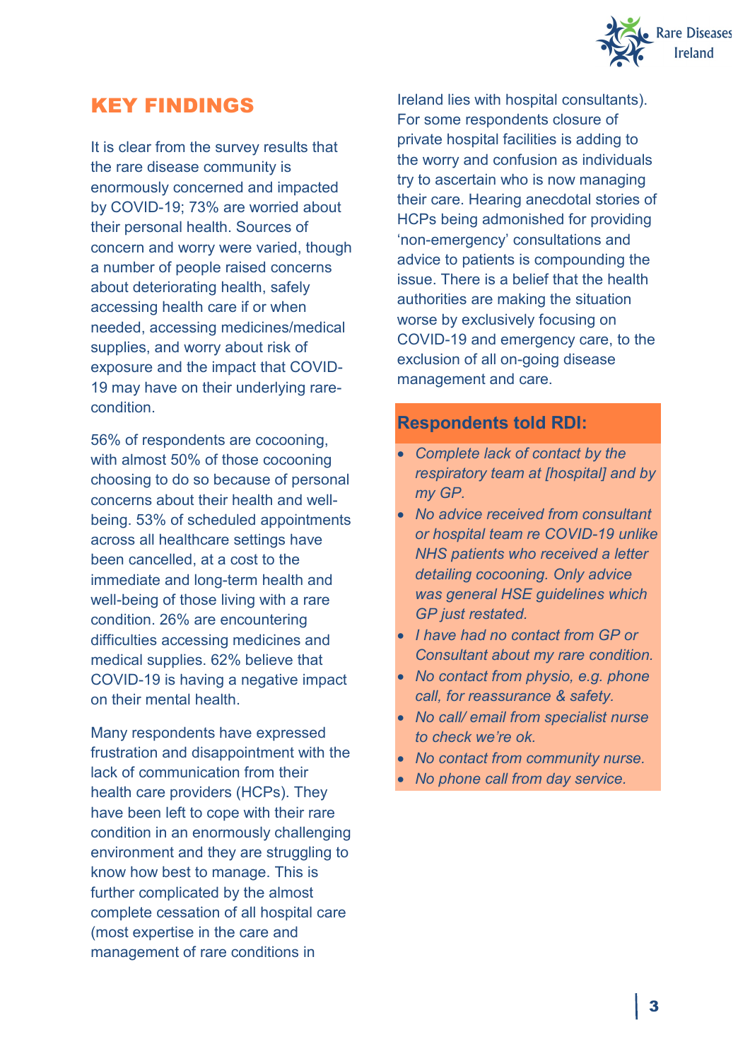## KEY FINDINGS

It is clear from the survey results that the rare disease community is enormously concerned and impacted by COVID-19; 73% are worried about their personal health. Sources of concern and worry were varied, though a number of people raised concerns about deteriorating health, safely accessing health care if or when needed, accessing medicines/medical supplies, and worry about risk of exposure and the impact that COVID-19 may have on their underlying rare-condition.

56% of respondents are cocooning, with almost 50% of those cocooning choosing to do so because of personal concerns about their health and well-being. 53% of scheduled appointments across all healthcare settings have been cancelled, at a cost to the immediate and long-term health and well-being of those living with a rare condition. 26% are encountering difficulties accessing medicines and medical supplies. 62% believe that COVID-19 is having a negative impact on their mental health.

Many respondents have expressed frustration and disappointment with the lack of communication from their health care providers (HCPs). They have been left to cope with their rare condition in an enormously challenging environment and they are struggling to know how best to manage. This is further complicated by the almost complete cessation of all hospital care (most expertise in the care and management of rare conditions in Ireland lies with hospital consultants). For some respondents closure of private hospital facilities is adding to the worry and confusion as individuals try to ascertain who is now managing their care. Hearing anecdotal stories of HCPs being admonished for providing 'non-emergency' consultations and advice to patients is compounding the issue. There is a belief that the health authorities are making the situation worse by exclusively focusing on COVID-19 and emergency care, to the exclusion of all on-going disease management and care.

### Respondents told RDI:

- *Complete lack of contact by the respiratory team at [hospital] and by my GP.*
- *No advice received from consultant or hospital team re COVID-19 unlike NHS patients who received a letter detailing cocooning. Only advice was general HSE guidelines which GP just restated.*
- *I have had no contact from GP or Consultant about my rare condition.*
- *No contact from physio, e.g. phone call, for reassurance & safety.*
- *No call/ email from specialist nurse to check we're ok.*
- *No contact from community nurse.*
- *No phone call from day service.*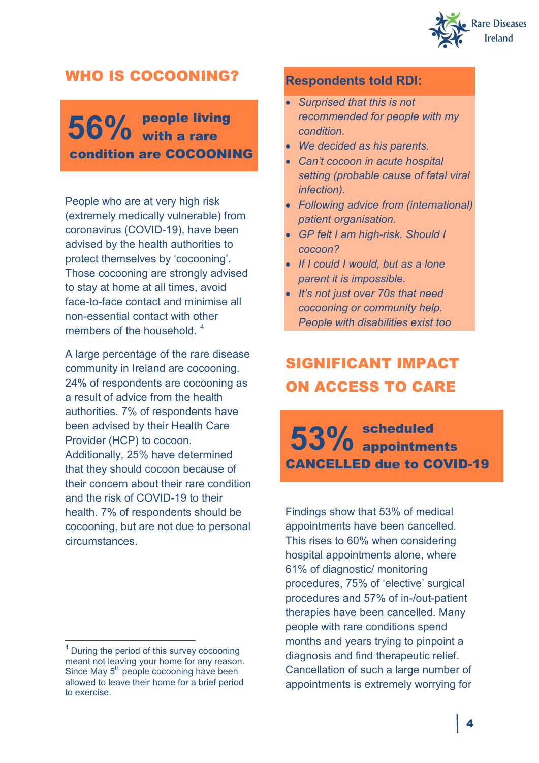## WHO IS COCOONING?

**56% people living with a rare condition are COCOONING**

People who are at very high risk (extremely medically vulnerable) from coronavirus (COVID-19), have been advised by the health authorities to protect themselves by 'cocooning'. Those cocooning are strongly advised to stay at home at all times, avoid face-to-face contact and minimise all non-essential contact with other members of the household. [4]

A large percentage of the rare disease community in Ireland are cocooning. 24% of respondents are cocooning as a result of advice from the health authorities. 7% of respondents have been advised by their Health Care Provider (HCP) to cocoon. Additionally, 25% have determined that they should cocoon because of their concern about their rare condition and the risk of COVID-19 to their health. 7% of respondents should be cocooning, but are not due to personal circumstances.

**Respondents told RDI:**

- *Surprised that this is not recommended for people with my condition.*
- *We decided as his parents.*
- *Can't cocoon in acute hospital setting (probable cause of fatal viral infection).*
- *Following advice from (international) patient organisation.*
- *GP felt I am high-risk. Should I cocoon?*
- *If I could I would, but as a lone parent it is impossible.*
- *It's not just over 70s that need cocooning or community help. People with disabilities exist too*

## SIGNIFICANT IMPACT ON ACCESS TO CARE

**53% scheduled appointments CANCELLED due to COVID-19**

Findings show that 53% of medical appointments have been cancelled. This rises to 60% when considering hospital appointments alone, where 61% of diagnostic/ monitoring procedures, 75% of 'elective' surgical procedures and 57% of in-/out-patient therapies have been cancelled. Many people with rare conditions spend months and years trying to pinpoint a diagnosis and find therapeutic relief. Cancellation of such a large number of appointments is extremely worrying for

[4] During the period of this survey cocooning meant not leaving your home for any reason. Since May 5th people cocooning have been allowed to leave their home for a brief period to exercise.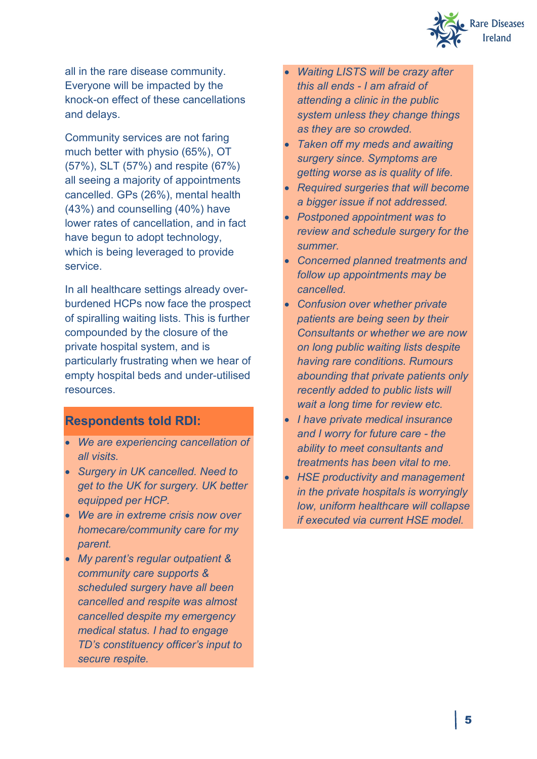all in the rare disease community. Everyone will be impacted by the knock-on effect of these cancellations and delays.

Community services are not faring much better with physio (65%), OT (57%), SLT (57%) and respite (67%) all seeing a majority of appointments cancelled. GPs (26%), mental health (43%) and counselling (40%) have lower rates of cancellation, and in fact have begun to adopt technology, which is being leveraged to provide service.

In all healthcare settings already over-burdened HCPs now face the prospect of spiralling waiting lists. This is further compounded by the closure of the private hospital system, and is particularly frustrating when we hear of empty hospital beds and under-utilised resources.

**Respondents told RDI:**

- *We are experiencing cancellation of all visits.*
- *Surgery in UK cancelled. Need to get to the UK for surgery. UK better equipped per HCP.*
- *We are in extreme crisis now over homecare/community care for my parent.*
- *My parent's regular outpatient & community care supports & scheduled surgery have all been cancelled and respite was almost cancelled despite my emergency medical status. I had to engage TD's constituency officer's input to secure respite.*
- *Waiting LISTS will be crazy after this all ends - I am afraid of attending a clinic in the public system unless they change things as they are so crowded.*
- *Taken off my meds and awaiting surgery since. Symptoms are getting worse as is quality of life.*
- *Required surgeries that will become a bigger issue if not addressed.*
- *Postponed appointment was to review and schedule surgery for the summer.*
- *Concerned planned treatments and follow up appointments may be cancelled.*
- *Confusion over whether private patients are being seen by their Consultants or whether we are now on long public waiting lists despite having rare conditions. Rumours abounding that private patients only recently added to public lists will wait a long time for review etc.*
- *I have private medical insurance and I worry for future care - the ability to meet consultants and treatments has been vital to me.*
- *HSE productivity and management in the private hospitals is worryingly low, uniform healthcare will collapse if executed via current HSE model.*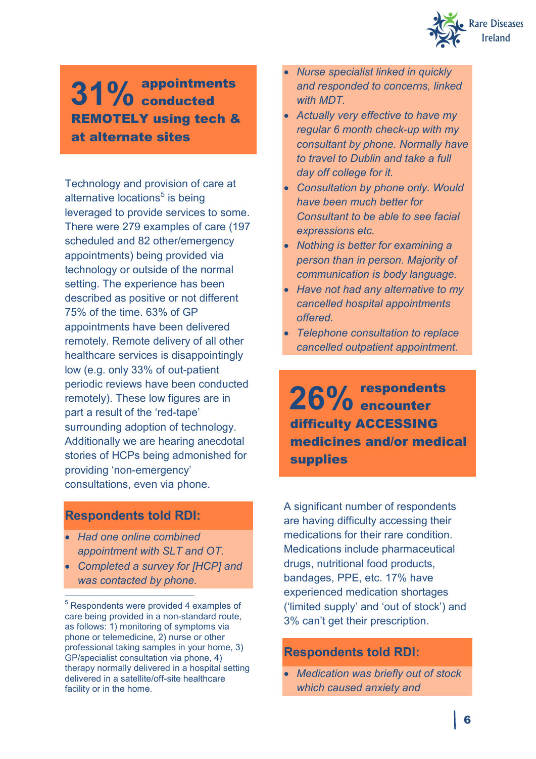## 31% appointments conducted REMOTELY using tech & at alternate sites

Technology and provision of care at alternative locations[5] is being leveraged to provide services to some. There were 279 examples of care (197 scheduled and 82 other/emergency appointments) being provided via technology or outside of the normal setting. The experience has been described as positive or not different 75% of the time. 63% of GP appointments have been delivered remotely. Remote delivery of all other healthcare services is disappointingly low (e.g. only 33% of out-patient periodic reviews have been conducted remotely). These low figures are in part a result of the 'red-tape' surrounding adoption of technology. Additionally we are hearing anecdotal stories of HCPs being admonished for providing 'non-emergency' consultations, even via phone.

### Respondents told RDI:

- *Had one online combined appointment with SLT and OT.*
- *Completed a survey for [HCP] and was contacted by phone.*
- *Nurse specialist linked in quickly and responded to concerns, linked with MDT.*
- *Actually very effective to have my regular 6 month check-up with my consultant by phone. Normally have to travel to Dublin and take a full day off college for it.*
- *Consultation by phone only. Would have been much better for Consultant to be able to see facial expressions etc.*
- *Nothing is better for examining a person than in person. Majority of communication is body language.*
- *Have not had any alternative to my cancelled hospital appointments offered.*
- *Telephone consultation to replace cancelled outpatient appointment.*

[5] Respondents were provided 4 examples of care being provided in a non-standard route, as follows: 1) monitoring of symptoms via phone or telemedicine, 2) nurse or other professional taking samples in your home, 3) GP/specialist consultation via phone, 4) therapy normally delivered in a hospital setting delivered in a satellite/off-site healthcare facility or in the home.

## 26% respondents encounter difficulty ACCESSING medicines and/or medical supplies

A significant number of respondents are having difficulty accessing their medications for their rare condition. Medications include pharmaceutical drugs, nutritional food products, bandages, PPE, etc. 17% have experienced medication shortages ('limited supply' and 'out of stock') and 3% can't get their prescription.

### Respondents told RDI:

- *Medication was briefly out of stock which caused anxiety and*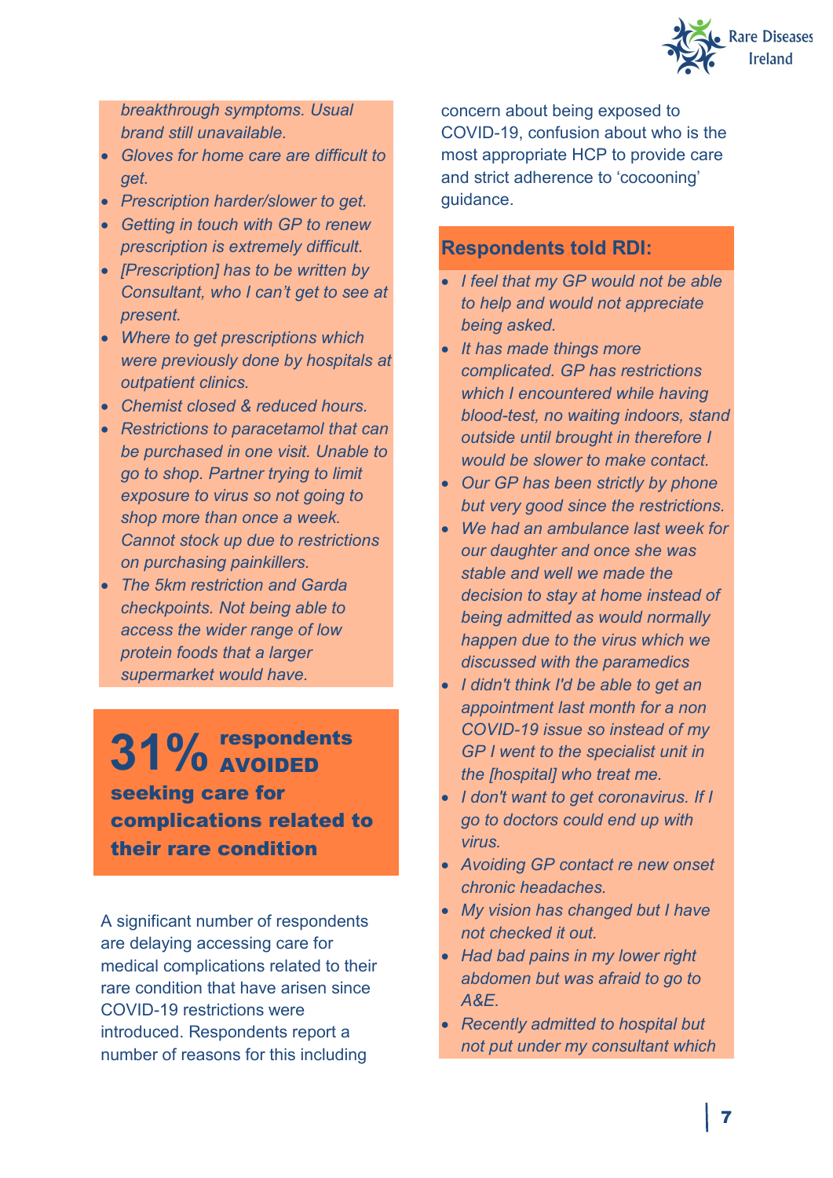- *breakthrough symptoms. Usual brand still unavailable.*
- *Gloves for home care are difficult to get.*
- *Prescription harder/slower to get.*
- *Getting in touch with GP to renew prescription is extremely difficult.*
- *[Prescription] has to be written by Consultant, who I can't get to see at present.*
- *Where to get prescriptions which were previously done by hospitals at outpatient clinics.*
- *Chemist closed & reduced hours.*
- *Restrictions to paracetamol that can be purchased in one visit. Unable to go to shop. Partner trying to limit exposure to virus so not going to shop more than once a week. Cannot stock up due to restrictions on purchasing painkillers.*
- *The 5km restriction and Garda checkpoints. Not being able to access the wider range of low protein foods that a larger supermarket would have.*

**31% respondents AVOIDED seeking care for complications related to their rare condition**

A significant number of respondents are delaying accessing care for medical complications related to their rare condition that have arisen since COVID-19 restrictions were introduced. Respondents report a number of reasons for this including concern about being exposed to COVID-19, confusion about who is the most appropriate HCP to provide care and strict adherence to 'cocooning' guidance.

**Respondents told RDI:**

- *I feel that my GP would not be able to help and would not appreciate being asked.*
- *It has made things more complicated. GP has restrictions which I encountered while having blood-test, no waiting indoors, stand outside until brought in therefore I would be slower to make contact.*
- *Our GP has been strictly by phone but very good since the restrictions.*
- *We had an ambulance last week for our daughter and once she was stable and well we made the decision to stay at home instead of being admitted as would normally happen due to the virus which we discussed with the paramedics*
- *I didn't think I'd be able to get an appointment last month for a non COVID-19 issue so instead of my GP I went to the specialist unit in the [hospital] who treat me.*
- *I don't want to get coronavirus. If I go to doctors could end up with virus.*
- *Avoiding GP contact re new onset chronic headaches.*
- *My vision has changed but I have not checked it out.*
- *Had bad pains in my lower right abdomen but was afraid to go to A&E.*
- *Recently admitted to hospital but not put under my consultant which*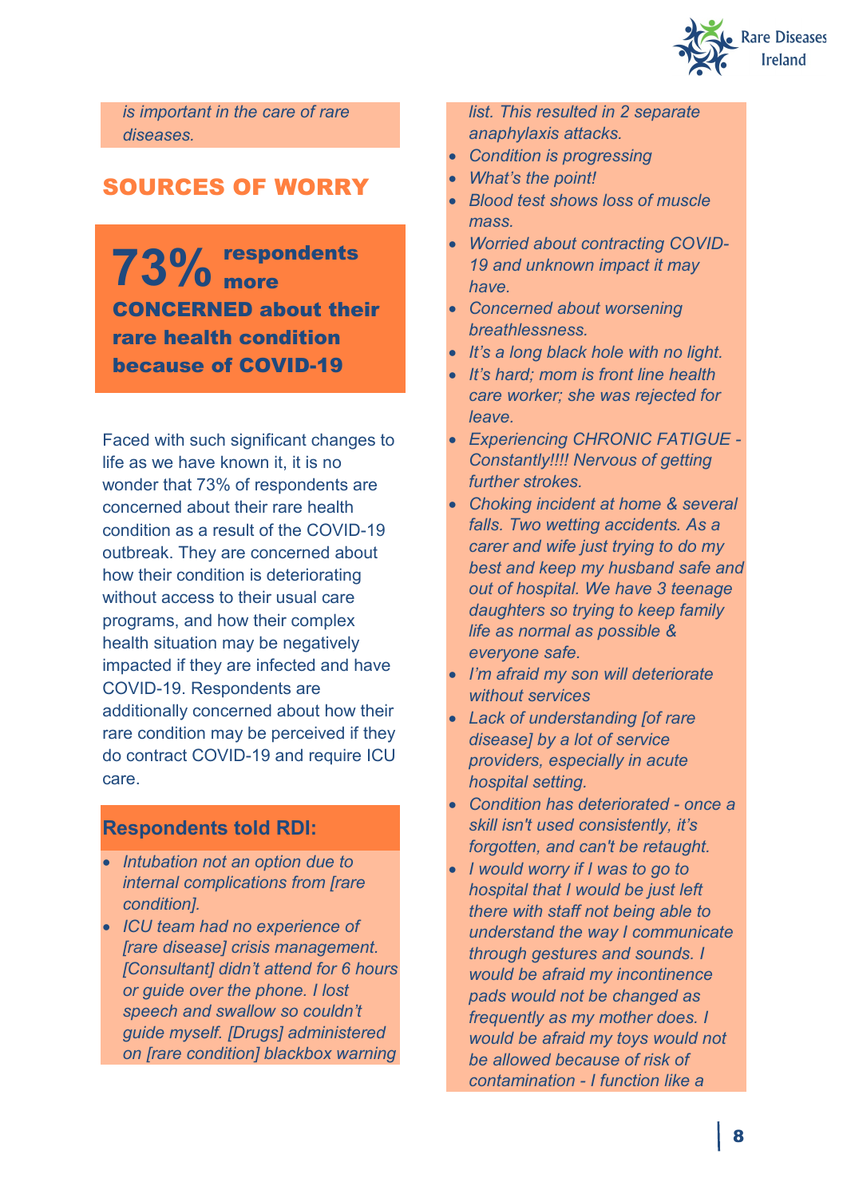*is important in the care of rare diseases.*

## SOURCES OF WORRY

**73% respondents more CONCERNED about their rare health condition because of COVID-19**

Faced with such significant changes to life as we have known it, it is no wonder that 73% of respondents are concerned about their rare health condition as a result of the COVID-19 outbreak. They are concerned about how their condition is deteriorating without access to their usual care programs, and how their complex health situation may be negatively impacted if they are infected and have COVID-19. Respondents are additionally concerned about how their rare condition may be perceived if they do contract COVID-19 and require ICU care.

### Respondents told RDI:

- *Intubation not an option due to internal complications from [rare condition].*
- *ICU team had no experience of [rare disease] crisis management. [Consultant] didn't attend for 6 hours or guide over the phone. I lost speech and swallow so couldn't guide myself. [Drugs] administered on [rare condition] blackbox warning list. This resulted in 2 separate anaphylaxis attacks.*
- *Condition is progressing*
- *What's the point!*
- *Blood test shows loss of muscle mass.*
- *Worried about contracting COVID-19 and unknown impact it may have.*
- *Concerned about worsening breathlessness.*
- *It's a long black hole with no light.*
- *It's hard; mom is front line health care worker; she was rejected for leave.*
- *Experiencing CHRONIC FATIGUE - Constantly!!!! Nervous of getting further strokes.*
- *Choking incident at home & several falls. Two wetting accidents. As a carer and wife just trying to do my best and keep my husband safe and out of hospital. We have 3 teenage daughters so trying to keep family life as normal as possible & everyone safe.*
- *I'm afraid my son will deteriorate without services*
- *Lack of understanding [of rare disease] by a lot of service providers, especially in acute hospital setting.*
- *Condition has deteriorated - once a skill isn't used consistently, it's forgotten, and can't be retaught.*
- *I would worry if I was to go to hospital that I would be just left there with staff not being able to understand the way I communicate through gestures and sounds. I would be afraid my incontinence pads would not be changed as frequently as my mother does. I would be afraid my toys would not be allowed because of risk of contamination - I function like a*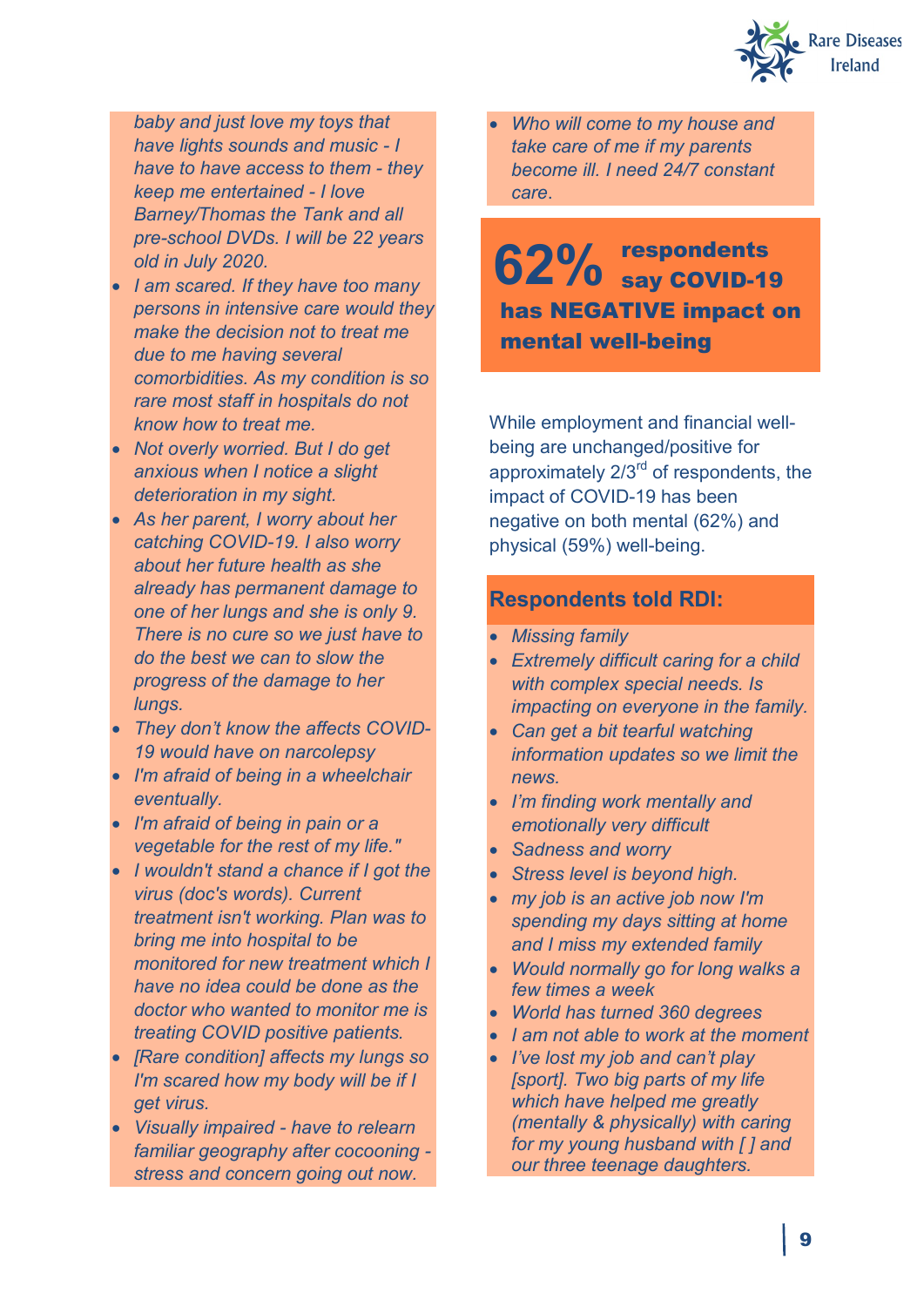*baby and just love my toys that have lights sounds and music - I have to have access to them - they keep me entertained - I love Barney/Thomas the Tank and all pre-school DVDs. I will be 22 years old in July 2020.*

- *I am scared. If they have too many persons in intensive care would they make the decision not to treat me due to me having several comorbidities. As my condition is so rare most staff in hospitals do not know how to treat me.*
- *Not overly worried. But I do get anxious when I notice a slight deterioration in my sight.*
- *As her parent, I worry about her catching COVID-19. I also worry about her future health as she already has permanent damage to one of her lungs and she is only 9. There is no cure so we just have to do the best we can to slow the progress of the damage to her lungs.*
- *They don't know the affects COVID-19 would have on narcolepsy*
- *I'm afraid of being in a wheelchair eventually.*
- *I'm afraid of being in pain or a vegetable for the rest of my life."*
- *I wouldn't stand a chance if I got the virus (doc's words). Current treatment isn't working. Plan was to bring me into hospital to be monitored for new treatment which I have no idea could be done as the doctor who wanted to monitor me is treating COVID positive patients.*
- *[Rare condition] affects my lungs so I'm scared how my body will be if I get virus.*
- *Visually impaired - have to relearn familiar geography after cocooning - stress and concern going out now.*
- *Who will come to my house and take care of me if my parents become ill. I need 24/7 constant care.*

**62% respondents say COVID-19 has NEGATIVE impact on mental well-being**

While employment and financial well-being are unchanged/positive for approximately 2/3rd of respondents, the impact of COVID-19 has been negative on both mental (62%) and physical (59%) well-being.

### Respondents told RDI:

- *Missing family*
- *Extremely difficult caring for a child with complex special needs. Is impacting on everyone in the family.*
- *Can get a bit tearful watching information updates so we limit the news.*
- *I'm finding work mentally and emotionally very difficult*
- *Sadness and worry*
- *Stress level is beyond high.*
- *my job is an active job now I'm spending my days sitting at home and I miss my extended family*
- *Would normally go for long walks a few times a week*
- *World has turned 360 degrees*
- *I am not able to work at the moment*
- *I've lost my job and can't play [sport]. Two big parts of my life which have helped me greatly (mentally & physically) with caring for my young husband with [ ] and our three teenage daughters.*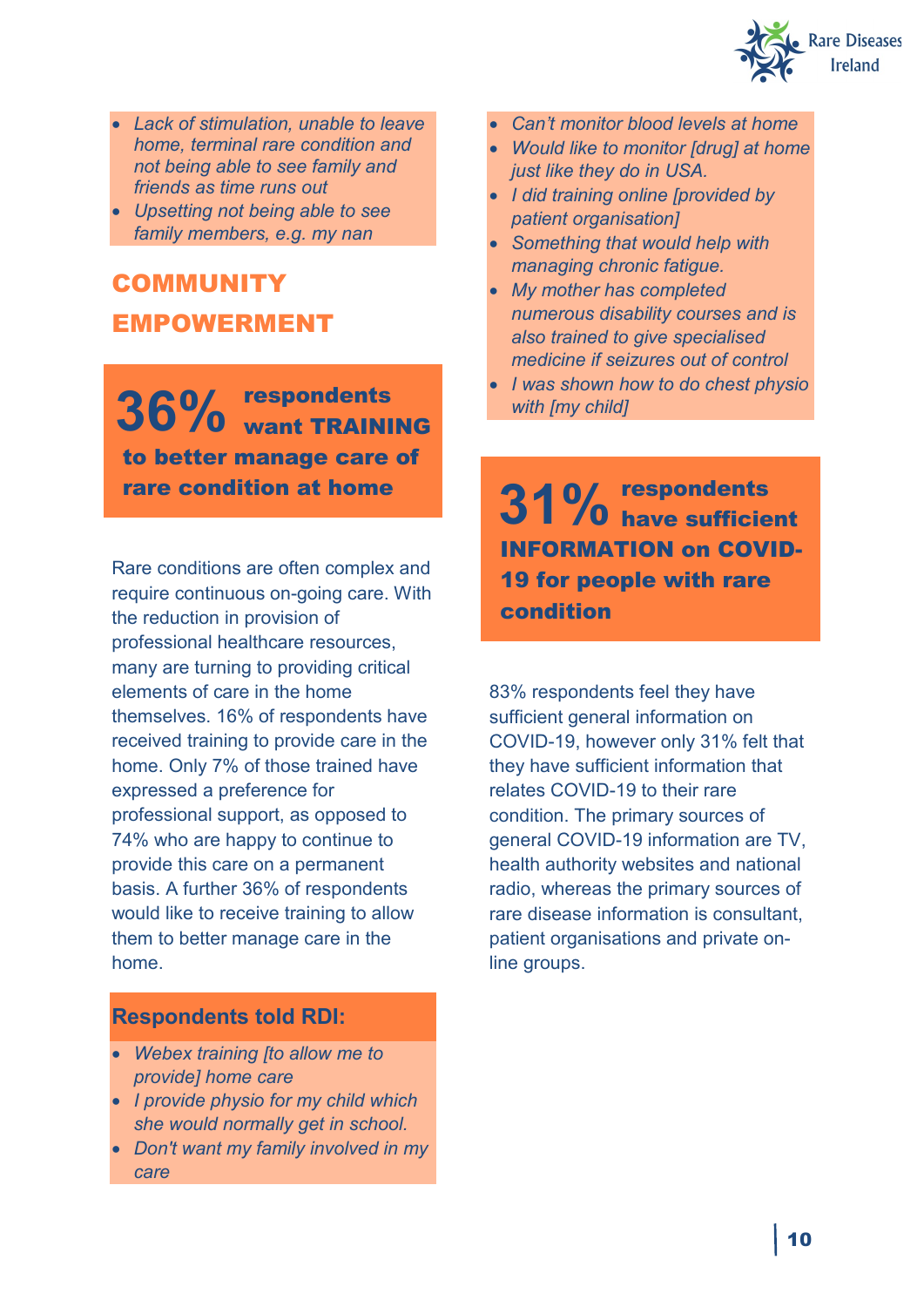- *Lack of stimulation, unable to leave home, terminal rare condition and not being able to see family and friends as time runs out*
- *Upsetting not being able to see family members, e.g. my nan*

## COMMUNITY EMPOWERMENT

**36% respondents want TRAINING to better manage care of rare condition at home**

Rare conditions are often complex and require continuous on-going care. With the reduction in provision of professional healthcare resources, many are turning to providing critical elements of care in the home themselves. 16% of respondents have received training to provide care in the home. Only 7% of those trained have expressed a preference for professional support, as opposed to 74% who are happy to continue to provide this care on a permanent basis. A further 36% of respondents would like to receive training to allow them to better manage care in the home.

**Respondents told RDI:**

- *Webex training [to allow me to provide] home care*
- *I provide physio for my child which she would normally get in school.*
- *Don't want my family involved in my care*
- *Can't monitor blood levels at home*
- *Would like to monitor [drug] at home just like they do in USA.*
- *I did training online [provided by patient organisation]*
- *Something that would help with managing chronic fatigue.*
- *My mother has completed numerous disability courses and is also trained to give specialised medicine if seizures out of control*
- *I was shown how to do chest physio with [my child]*

**31% respondents have sufficient INFORMATION on COVID-19 for people with rare condition**

83% respondents feel they have sufficient general information on COVID-19, however only 31% felt that they have sufficient information that relates COVID-19 to their rare condition. The primary sources of general COVID-19 information are TV, health authority websites and national radio, whereas the primary sources of rare disease information is consultant, patient organisations and private on-line groups.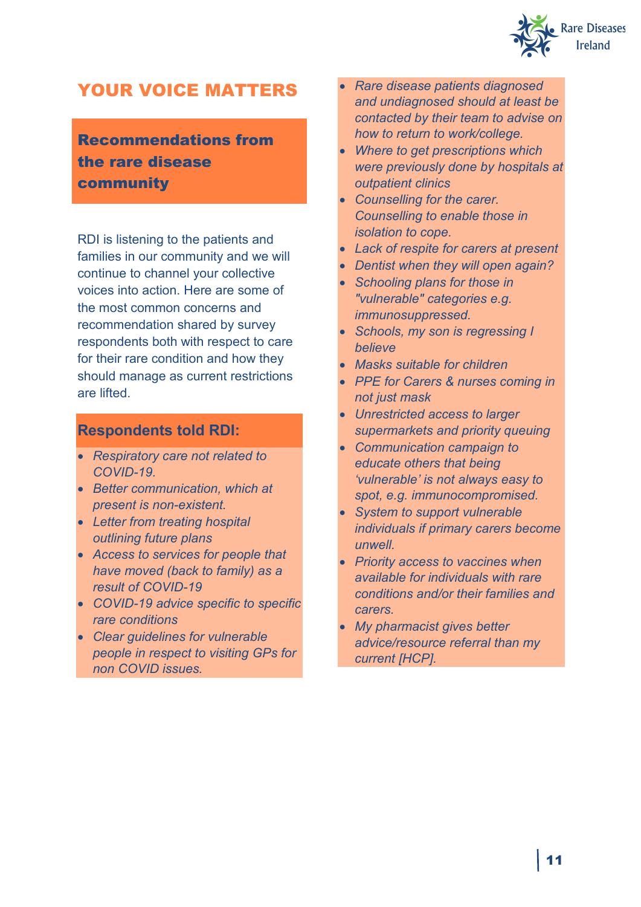## YOUR VOICE MATTERS

### Recommendations from the rare disease community

RDI is listening to the patients and families in our community and we will continue to channel your collective voices into action. Here are some of the most common concerns and recommendation shared by survey respondents both with respect to care for their rare condition and how they should manage as current restrictions are lifted.

### Respondents told RDI:

- *Respiratory care not related to COVID-19.*
- *Better communication, which at present is non-existent.*
- *Letter from treating hospital outlining future plans*
- *Access to services for people that have moved (back to family) as a result of COVID-19*
- *COVID-19 advice specific to specific rare conditions*
- *Clear guidelines for vulnerable people in respect to visiting GPs for non COVID issues.*
- *Rare disease patients diagnosed and undiagnosed should at least be contacted by their team to advise on how to return to work/college.*
- *Where to get prescriptions which were previously done by hospitals at outpatient clinics*
- *Counselling for the carer. Counselling to enable those in isolation to cope.*
- *Lack of respite for carers at present*
- *Dentist when they will open again?*
- *Schooling plans for those in "vulnerable" categories e.g. immunosuppressed.*
- *Schools, my son is regressing I believe*
- *Masks suitable for children*
- *PPE for Carers & nurses coming in not just mask*
- *Unrestricted access to larger supermarkets and priority queuing*
- *Communication campaign to educate others that being 'vulnerable' is not always easy to spot, e.g. immunocompromised.*
- *System to support vulnerable individuals if primary carers become unwell.*
- *Priority access to vaccines when available for individuals with rare conditions and/or their families and carers.*
- *My pharmacist gives better advice/resource referral than my current [HCP].*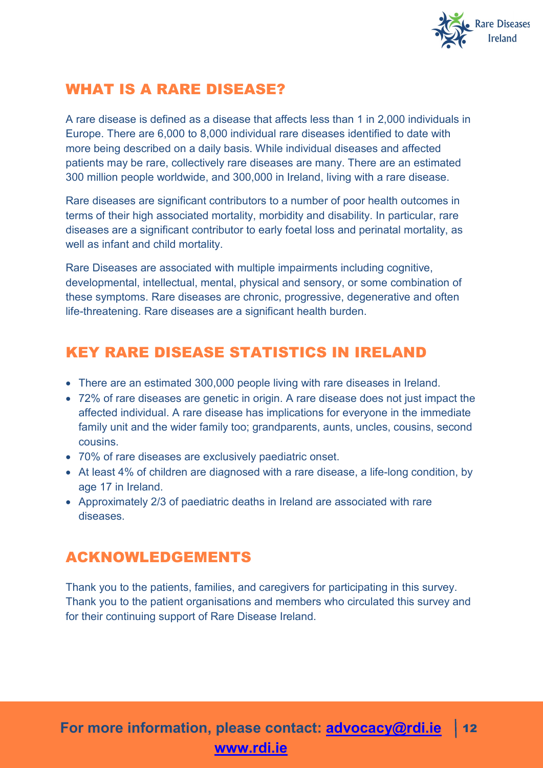## WHAT IS A RARE DISEASE?

A rare disease is defined as a disease that affects less than 1 in 2,000 individuals in Europe. There are 6,000 to 8,000 individual rare diseases identified to date with more being described on a daily basis. While individual diseases and affected patients may be rare, collectively rare diseases are many. There are an estimated 300 million people worldwide, and 300,000 in Ireland, living with a rare disease.

Rare diseases are significant contributors to a number of poor health outcomes in terms of their high associated mortality, morbidity and disability. In particular, rare diseases are a significant contributor to early foetal loss and perinatal mortality, as well as infant and child mortality.

Rare Diseases are associated with multiple impairments including cognitive, developmental, intellectual, mental, physical and sensory, or some combination of these symptoms. Rare diseases are chronic, progressive, degenerative and often life-threatening. Rare diseases are a significant health burden.

## KEY RARE DISEASE STATISTICS IN IRELAND

- There are an estimated 300,000 people living with rare diseases in Ireland.
- 72% of rare diseases are genetic in origin. A rare disease does not just impact the affected individual. A rare disease has implications for everyone in the immediate family unit and the wider family too; grandparents, aunts, uncles, cousins, second cousins.
- 70% of rare diseases are exclusively paediatric onset.
- At least 4% of children are diagnosed with a rare disease, a life-long condition, by age 17 in Ireland.
- Approximately 2/3 of paediatric deaths in Ireland are associated with rare diseases.

## ACKNOWLEDGEMENTS

Thank you to the patients, families, and caregivers for participating in this survey. Thank you to the patient organisations and members who circulated this survey and for their continuing support of Rare Disease Ireland.

**For more information, please contact: advocacy@rdi.ie**

**www.rdi.ie**